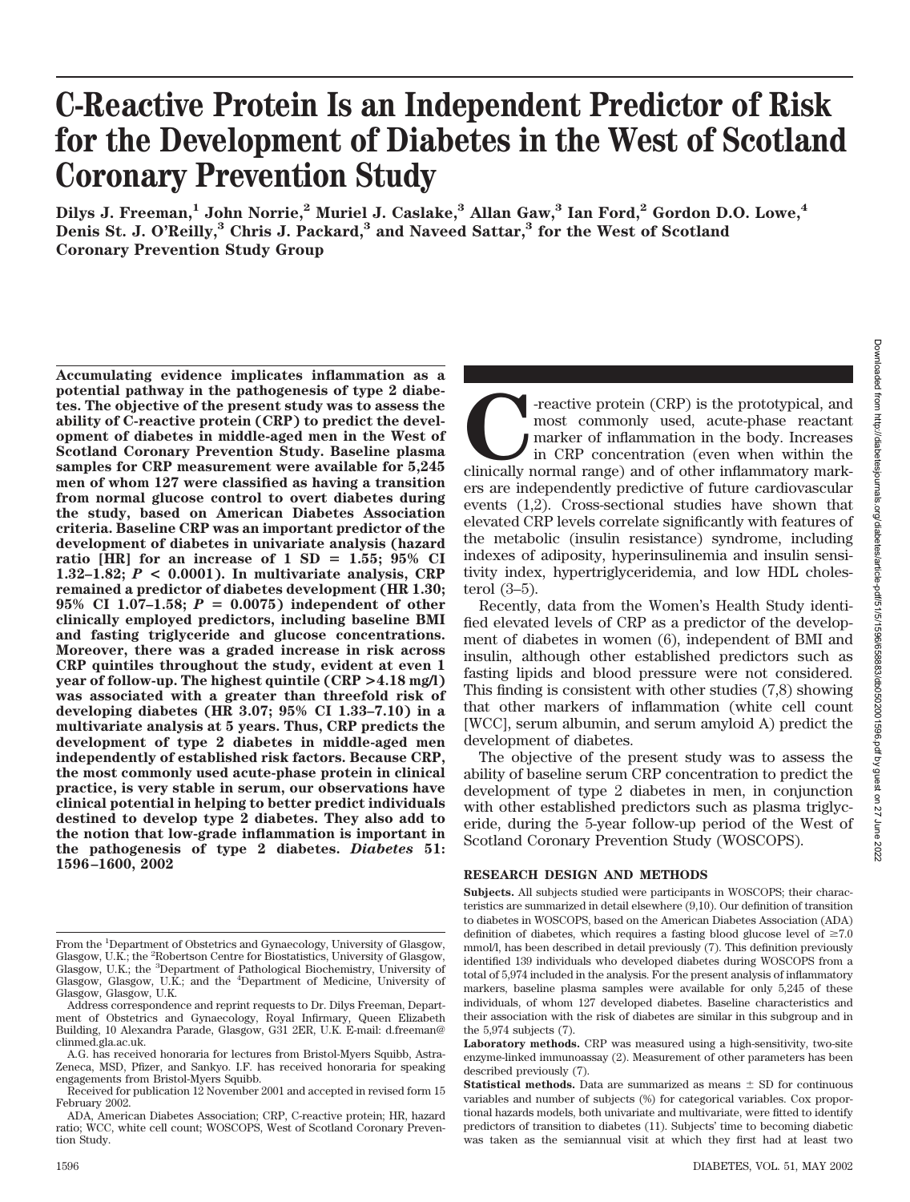# C-Reactive Protein Is an Independent Predictor of Risk for the Development of Diabetes in the West of Scotland Coronary Prevention Study

**Dilys J. Freeman,[1] John Norrie,[2] Muriel J. Caslake,[3] Allan Gaw,[3] Ian Ford,[2] Gordon D.O. Lowe,[4] Denis St. J. O'Reilly,[3] Chris J. Packard,[3] and Naveed Sattar,[3] for the West of Scotland Coronary Prevention Study Group**

**Accumulating evidence implicates inflammation as a potential pathway in the pathogenesis of type 2 diabetes. The objective of the present study was to assess the ability of C-reactive protein (CRP) to predict the development of diabetes in middle-aged men in the West of Scotland Coronary Prevention Study. Baseline plasma samples for CRP measurement were available for 5,245 men of whom 127 were classified as having a transition from normal glucose control to overt diabetes during the study, based on American Diabetes Association criteria. Baseline CRP was an important predictor of the development of diabetes in univariate analysis (hazard ratio [HR] for an increase of 1 SD = 1.55; 95% CI 1.32–1.82; $P < 0.0001$). In multivariate analysis, CRP remained a predictor of diabetes development (HR 1.30; 95% CI 1.07–1.58; $P = 0.0075$) independent of other clinically employed predictors, including baseline BMI and fasting triglyceride and glucose concentrations. Moreover, there was a graded increase in risk across CRP quintiles throughout the study, evident at even 1 year of follow-up. The highest quintile (CRP >4.18 mg/l) was associated with a greater than threefold risk of developing diabetes (HR 3.07; 95% CI 1.33–7.10) in a multivariate analysis at 5 years. Thus, CRP predicts the development of type 2 diabetes in middle-aged men independently of established risk factors. Because CRP, the most commonly used acute-phase protein in clinical practice, is very stable in serum, our observations have clinical potential in helping to better predict individuals destined to develop type 2 diabetes. They also add to the notion that low-grade inflammation is important in the pathogenesis of type 2 diabetes.** ***Diabetes*** **51: 1596–1600, 2002**

From the [1]Department of Obstetrics and Gynaecology, University of Glasgow, Glasgow, U.K.; the [2]Robertson Centre for Biostatistics, University of Glasgow, Glasgow, U.K.; the [3]Department of Pathological Biochemistry, University of Glasgow, Glasgow, U.K.; and the [4]Department of Medicine, University of Glasgow, Glasgow, U.K.

Address correspondence and reprint requests to Dr. Dilys Freeman, Department of Obstetrics and Gynaecology, Royal Infirmary, Queen Elizabeth Building, 10 Alexandra Parade, Glasgow, G31 2ER, U.K. E-mail: d.freeman@clinmed.gla.ac.uk.

A.G. has received honoraria for lectures from Bristol-Myers Squibb, Astra-Zeneca, MSD, Pfizer, and Sankyo. I.F. has received honoraria for speaking engagements from Bristol-Myers Squibb.

Received for publication 12 November 2001 and accepted in revised form 15 February 2002.

ADA, American Diabetes Association; CRP, C-reactive protein; HR, hazard ratio; WCC, white cell count; WOSCOPS, West of Scotland Coronary Prevention Study.

C-reactive protein (CRP) is the prototypical, and most commonly used, acute-phase reactant marker of inflammation in the body. Increases in CRP concentration (even when within the clinically normal range) and of other inflammatory markers are independently predictive of future cardiovascular events (1,2). Cross-sectional studies have shown that elevated CRP levels correlate significantly with features of the metabolic (insulin resistance) syndrome, including indexes of adiposity, hyperinsulinemia and insulin sensitivity index, hypertriglyceridemia, and low HDL cholesterol (3–5).

Recently, data from the Women's Health Study identified elevated levels of CRP as a predictor of the development of diabetes in women (6), independent of BMI and insulin, although other established predictors such as fasting lipids and blood pressure were not considered. This finding is consistent with other studies (7,8) showing that other markers of inflammation (white cell count [WCC], serum albumin, and serum amyloid A) predict the development of diabetes.

The objective of the present study was to assess the ability of baseline serum CRP concentration to predict the development of type 2 diabetes in men, in conjunction with other established predictors such as plasma triglyceride, during the 5-year follow-up period of the West of Scotland Coronary Prevention Study (WOSCOPS).

## RESEARCH DESIGN AND METHODS

**Subjects.** All subjects studied were participants in WOSCOPS; their characteristics are summarized in detail elsewhere (9,10). Our definition of transition to diabetes in WOSCOPS, based on the American Diabetes Association (ADA) definition of diabetes, which requires a fasting blood glucose level of ≥7.0 mmol/l, has been described in detail previously (7). This definition previously identified 139 individuals who developed diabetes during WOSCOPS from a total of 5,974 included in the analysis. For the present analysis of inflammatory markers, baseline plasma samples were available for only 5,245 of these individuals, of whom 127 developed diabetes. Baseline characteristics and their association with the risk of diabetes are similar in this subgroup and in the 5,974 subjects (7).

**Laboratory methods.** CRP was measured using a high-sensitivity, two-site enzyme-linked immunoassay (2). Measurement of other parameters has been described previously (7).

**Statistical methods.** Data are summarized as means ± SD for continuous variables and number of subjects (%) for categorical variables. Cox proportional hazards models, both univariate and multivariate, were fitted to identify predictors of transition to diabetes (11). Subjects' time to becoming diabetic was taken as the semiannual visit at which they first had at least two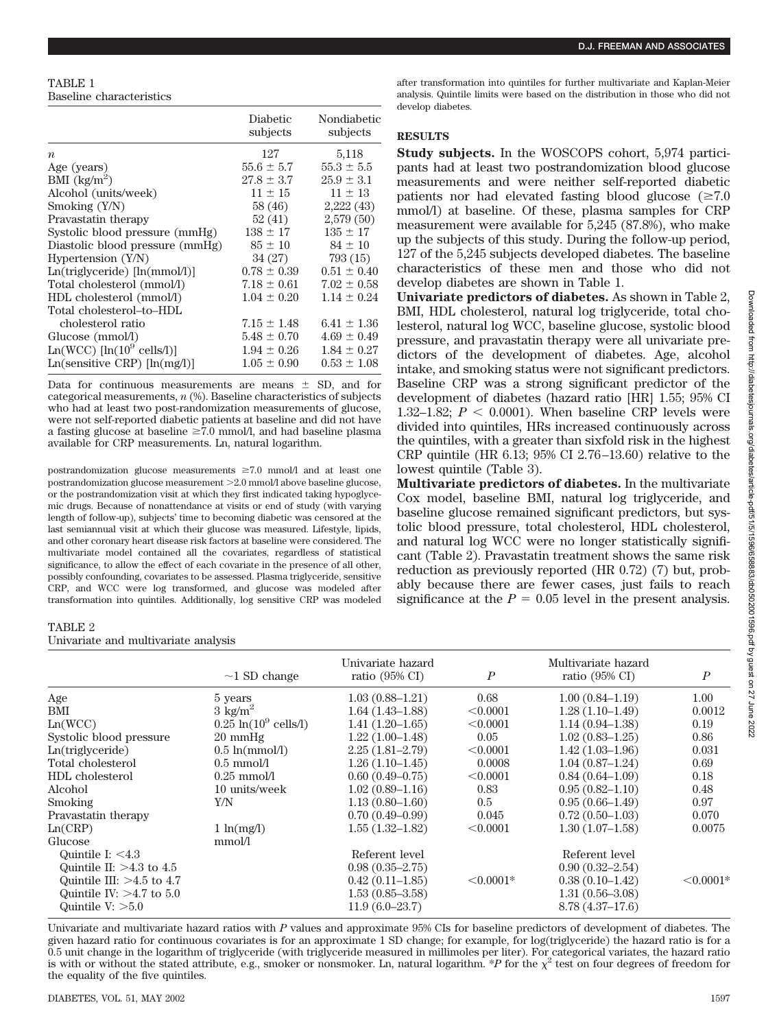TABLE 1
Baseline characteristics

| | Diabetic subjects | Nondiabetic subjects |
|---|---|---|
| $n$ | 127 | 5,118 |
| Age (years) | 55.6 ± 5.7 | 55.3 ± 5.5 |
| BMI (kg/m$^2$) | 27.8 ± 3.7 | 25.9 ± 3.1 |
| Alcohol (units/week) | 11 ± 15 | 11 ± 13 |
| Smoking (Y/N) | 58 (46) | 2,222 (43) |
| Pravastatin therapy | 52 (41) | 2,579 (50) |
| Systolic blood pressure (mmHg) | 138 ± 17 | 135 ± 17 |
| Diastolic blood pressure (mmHg) | 85 ± 10 | 84 ± 10 |
| Hypertension (Y/N) | 34 (27) | 793 (15) |
| Ln(triglyceride) [ln(mmol/l)] | 0.78 ± 0.39 | 0.51 ± 0.40 |
| Total cholesterol (mmol/l) | 7.18 ± 0.61 | 7.02 ± 0.58 |
| HDL cholesterol (mmol/l) | 1.04 ± 0.20 | 1.14 ± 0.24 |
| Total cholesterol–to–HDL cholesterol ratio | 7.15 ± 1.48 | 6.41 ± 1.36 |
| Glucose (mmol/l) | 5.48 ± 0.70 | 4.69 ± 0.49 |
| Ln(WCC) [ln(10$^9$ cells/l)] | 1.94 ± 0.26 | 1.84 ± 0.27 |
| Ln(sensitive CRP) [ln(mg/l)] | 1.05 ± 0.90 | 0.53 ± 1.08 |

Data for continuous measurements are means ± SD, and for categorical measurements, $n$ (%). Baseline characteristics of subjects who had at least two post-randomization measurements of glucose, were not self-reported diabetic patients at baseline and did not have a fasting glucose at baseline ≥7.0 mmol/l, and had baseline plasma available for CRP measurements. Ln, natural logarithm.

postrandomization glucose measurements ≥7.0 mmol/l and at least one postrandomization glucose measurement >2.0 mmol/l above baseline glucose, or the postrandomization visit at which they first indicated taking hypoglycemic drugs. Because of nonattendance at visits or end of study (with varying length of follow-up), subjects' time to becoming diabetic was censored at the last semiannual visit at which their glucose was measured. Lifestyle, lipids, and other coronary heart disease risk factors at baseline were considered. The multivariate model contained all the covariates, regardless of statistical significance, to allow the effect of each covariate in the presence of all other, possibly confounding, covariates to be assessed. Plasma triglyceride, sensitive CRP, and WCC were log transformed, and glucose was modeled after transformation into quintiles. Additionally, log sensitive CRP was modeled after transformation into quintiles for further multivariate and Kaplan-Meier analysis. Quintile limits were based on the distribution in those who did not develop diabetes.

## RESULTS

**Study subjects.** In the WOSCOPS cohort, 5,974 participants had at least two postrandomization blood glucose measurements and were neither self-reported diabetic patients nor had elevated fasting blood glucose (≥7.0 mmol/l) at baseline. Of these, plasma samples for CRP measurement were available for 5,245 (87.8%), who make up the subjects of this study. During the follow-up period, 127 of the 5,245 subjects developed diabetes. The baseline characteristics of these men and those who did not develop diabetes are shown in Table 1.

**Univariate predictors of diabetes.** As shown in Table 2, BMI, HDL cholesterol, natural log triglyceride, total cholesterol, natural log WCC, baseline glucose, systolic blood pressure, and pravastatin therapy were all univariate predictors of the development of diabetes. Age, alcohol intake, and smoking status were not significant predictors. Baseline CRP was a strong significant predictor of the development of diabetes (hazard ratio [HR] 1.55; 95% CI 1.32–1.82; $P < 0.0001$). When baseline CRP levels were divided into quintiles, HRs increased continuously across the quintiles, with a greater than sixfold risk in the highest CRP quintile (HR 6.13; 95% CI 2.76–13.60) relative to the lowest quintile (Table 3).

**Multivariate predictors of diabetes.** In the multivariate Cox model, baseline BMI, natural log triglyceride, and baseline glucose remained significant predictors, but systolic blood pressure, total cholesterol, HDL cholesterol, and natural log WCC were no longer statistically significant (Table 2). Pravastatin treatment shows the same risk reduction as previously reported (HR 0.72) (7) but, probably because there are fewer cases, just fails to reach significance at the $P = 0.05$ level in the present analysis.

TABLE 2
Univariate and multivariate analysis

| | ~1 SD change | Univariate hazard ratio (95% CI) | $P$ | Multivariate hazard ratio (95% CI) | $P$ |
|---|---|---|---|---|---|
| Age | 5 years | 1.03 (0.88–1.21) | 0.68 | 1.00 (0.84–1.19) | 1.00 |
| BMI | 3 kg/m$^2$ | 1.64 (1.43–1.88) | <0.0001 | 1.28 (1.10–1.49) | 0.0012 |
| Ln(WCC) | 0.25 ln(10$^9$ cells/l) | 1.41 (1.20–1.65) | <0.0001 | 1.14 (0.94–1.38) | 0.19 |
| Systolic blood pressure | 20 mmHg | 1.22 (1.00–1.48) | 0.05 | 1.02 (0.83–1.25) | 0.86 |
| Ln(triglyceride) | 0.5 ln(mmol/l) | 2.25 (1.81–2.79) | <0.0001 | 1.42 (1.03–1.96) | 0.031 |
| Total cholesterol | 0.5 mmol/l | 1.26 (1.10–1.45) | 0.0008 | 1.04 (0.87–1.24) | 0.69 |
| HDL cholesterol | 0.25 mmol/l | 0.60 (0.49–0.75) | <0.0001 | 0.84 (0.64–1.09) | 0.18 |
| Alcohol | 10 units/week | 1.02 (0.89–1.16) | 0.83 | 0.95 (0.82–1.10) | 0.48 |
| Smoking | Y/N | 1.13 (0.80–1.60) | 0.5 | 0.95 (0.66–1.49) | 0.97 |
| Pravastatin therapy | | 0.70 (0.49–0.99) | 0.045 | 0.72 (0.50–1.03) | 0.070 |
| Ln(CRP) | 1 ln(mg/l) | 1.55 (1.32–1.82) | <0.0001 | 1.30 (1.07–1.58) | 0.0075 |
| Glucose | mmol/l | | | | |
| Quintile I: <4.3 | | Referent level | | Referent level | |
| Quintile II: >4.3 to 4.5 | | 0.98 (0.35–2.75) | | 0.90 (0.32–2.54) | |
| Quintile III: >4.5 to 4.7 | | 0.42 (0.11–1.85) | <0.0001* | 0.38 (0.10–1.42) | <0.0001* |
| Quintile IV: >4.7 to 5.0 | | 1.53 (0.85–3.58) | | 1.31 (0.56–3.08) | |
| Quintile V: >5.0 | | 11.9 (6.0–23.7) | | 8.78 (4.37–17.6) | |

Univariate and multivariate hazard ratios with $P$ values and approximate 95% CIs for baseline predictors of development of diabetes. The given hazard ratio for continuous covariates is for an approximate 1 SD change; for example, for log(triglyceride) the hazard ratio is for a 0.5 unit change in the logarithm of triglyceride (with triglyceride measured in millimoles per liter). For categorical variates, the hazard ratio is with or without the stated attribute, e.g., smoker or nonsmoker. Ln, natural logarithm. *$P$ for the $\chi^2$ test on four degrees of freedom for the equality of the five quintiles.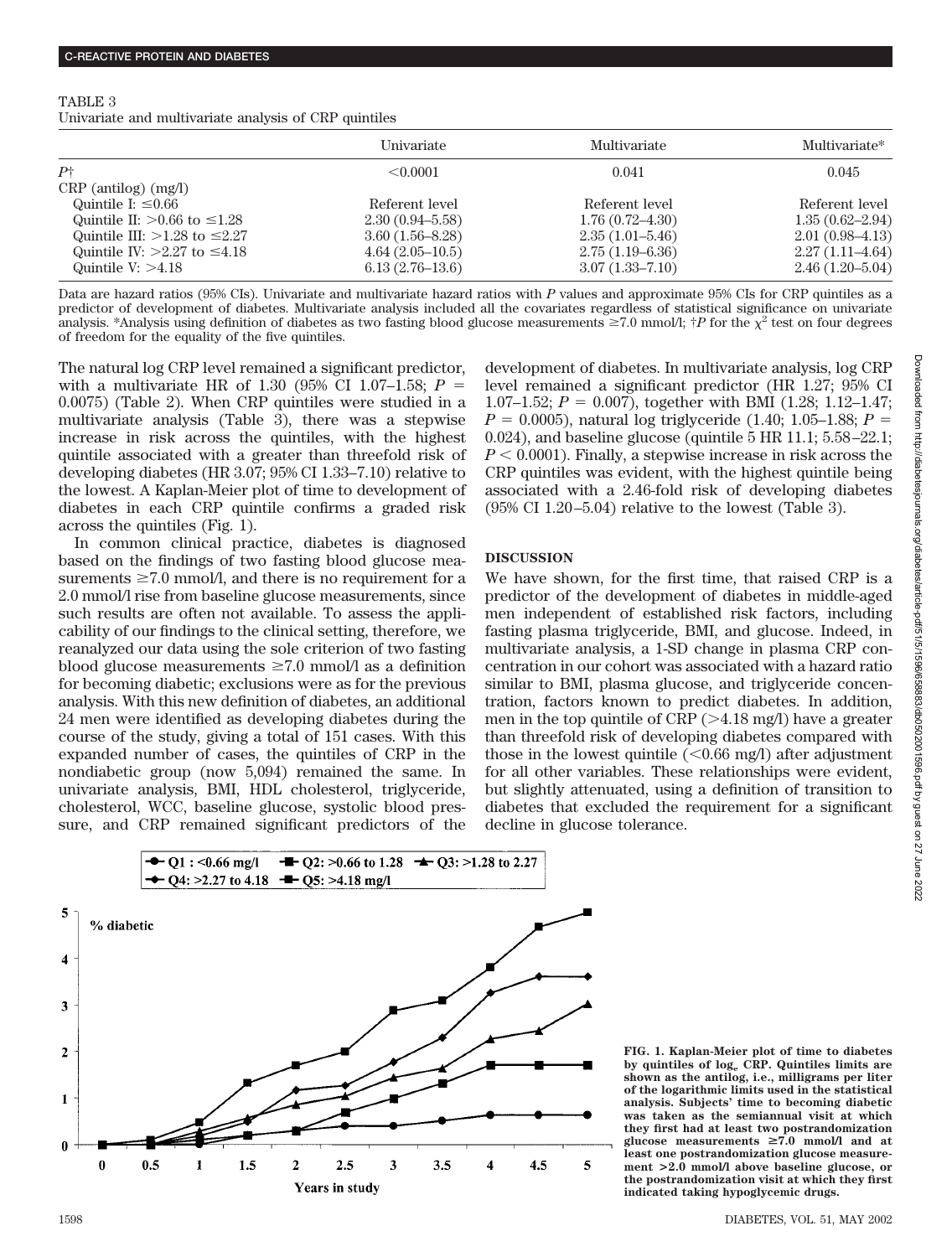TABLE 3
Univariate and multivariate analysis of CRP quintiles

| | Univariate | Multivariate | Multivariate* |
|---|---|---|---|
| $P$† | <0.0001 | 0.041 | 0.045 |
| CRP (antilog) (mg/l) | | | |
| Quintile I: ≤0.66 | Referent level | Referent level | Referent level |
| Quintile II: >0.66 to ≤1.28 | 2.30 (0.94–5.58) | 1.76 (0.72–4.30) | 1.35 (0.62–2.94) |
| Quintile III: >1.28 to ≤2.27 | 3.60 (1.56–8.28) | 2.35 (1.01–5.46) | 2.01 (0.98–4.13) |
| Quintile IV: >2.27 to ≤4.18 | 4.64 (2.05–10.5) | 2.75 (1.19–6.36) | 2.27 (1.11–4.64) |
| Quintile V: >4.18 | 6.13 (2.76–13.6) | 3.07 (1.33–7.10) | 2.46 (1.20–5.04) |

Data are hazard ratios (95% CIs). Univariate and multivariate hazard ratios with $P$ values and approximate 95% CIs for CRP quintiles as a predictor of development of diabetes. Multivariate analysis included all the covariates regardless of statistical significance on univariate analysis. *Analysis using definition of diabetes as two fasting blood glucose measurements ≥7.0 mmol/l; †$P$ for the $\chi^2$ test on four degrees of freedom for the equality of the five quintiles.

The natural log CRP level remained a significant predictor, with a multivariate HR of 1.30 (95% CI 1.07–1.58; $P$ = 0.0075) (Table 2). When CRP quintiles were studied in a multivariate analysis (Table 3), there was a stepwise increase in risk across the quintiles, with the highest quintile associated with a greater than threefold risk of developing diabetes (HR 3.07; 95% CI 1.33–7.10) relative to the lowest. A Kaplan-Meier plot of time to development of diabetes in each CRP quintile confirms a graded risk across the quintiles (Fig. 1).

In common clinical practice, diabetes is diagnosed based on the findings of two fasting blood glucose measurements ≥7.0 mmol/l, and there is no requirement for a 2.0 mmol/l rise from baseline glucose measurements, since such results are often not available. To assess the applicability of our findings to the clinical setting, therefore, we reanalyzed our data using the sole criterion of two fasting blood glucose measurements ≥7.0 mmol/l as a definition for becoming diabetic; exclusions were as for the previous analysis. With this new definition of diabetes, an additional 24 men were identified as developing diabetes during the course of the study, giving a total of 151 cases. With this expanded number of cases, the quintiles of CRP in the nondiabetic group (now 5,094) remained the same. In univariate analysis, BMI, HDL cholesterol, triglyceride, cholesterol, WCC, baseline glucose, systolic blood pressure, and CRP remained significant predictors of the development of diabetes. In multivariate analysis, log CRP level remained a significant predictor (HR 1.27; 95% CI 1.07–1.52; $P$ = 0.007), together with BMI (1.28; 1.12–1.47; $P$ = 0.0005), natural log triglyceride (1.40; 1.05–1.88; $P$ = 0.024), and baseline glucose (quintile 5 HR 11.1; 5.58–22.1; $P$ < 0.0001). Finally, a stepwise increase in risk across the CRP quintiles was evident, with the highest quintile being associated with a 2.46-fold risk of developing diabetes (95% CI 1.20–5.04) relative to the lowest (Table 3).

## DISCUSSION

We have shown, for the first time, that raised CRP is a predictor of the development of diabetes in middle-aged men independent of established risk factors, including fasting plasma triglyceride, BMI, and glucose. Indeed, in multivariate analysis, a 1-SD change in plasma CRP concentration in our cohort was associated with a hazard ratio similar to BMI, plasma glucose, and triglyceride concentration, factors known to predict diabetes. In addition, men in the top quintile of CRP (>4.18 mg/l) have a greater than threefold risk of developing diabetes compared with those in the lowest quintile (<0.66 mg/l) after adjustment for all other variables. These relationships were evident, but slightly attenuated, using a definition of transition to diabetes that excluded the requirement for a significant decline in glucose tolerance.

**FIG. 1. Kaplan-Meier plot of time to diabetes by quintiles of $\log_e$ CRP. Quintiles limits are shown as the antilog, i.e., milligrams per liter of the logarithmic limits used in the statistical analysis. Subjects' time to becoming diabetic was taken as the semiannual visit at which they first had at least two postrandomization glucose measurements ≥7.0 mmol/l and at least one postrandomization glucose measurement >2.0 mmol/l above baseline glucose, or the postrandomization visit at which they first indicated taking hypoglycemic drugs.**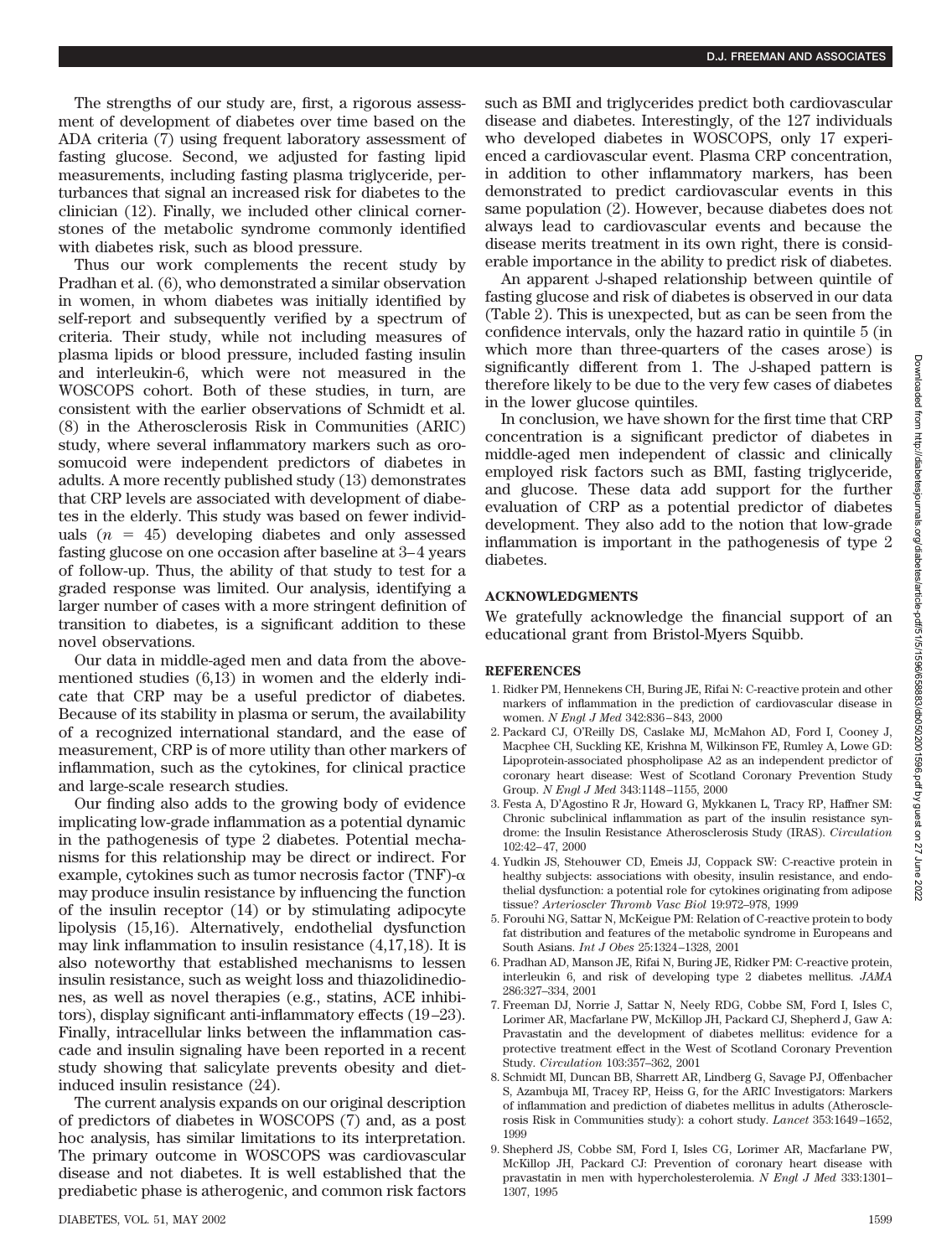The strengths of our study are, first, a rigorous assessment of development of diabetes over time based on the ADA criteria (7) using frequent laboratory assessment of fasting glucose. Second, we adjusted for fasting lipid measurements, including fasting plasma triglyceride, perturbances that signal an increased risk for diabetes to the clinician (12). Finally, we included other clinical cornerstones of the metabolic syndrome commonly identified with diabetes risk, such as blood pressure.

Thus our work complements the recent study by Pradhan et al. (6), who demonstrated a similar observation in women, in whom diabetes was initially identified by self-report and subsequently verified by a spectrum of criteria. Their study, while not including measures of plasma lipids or blood pressure, included fasting insulin and interleukin-6, which were not measured in the WOSCOPS cohort. Both of these studies, in turn, are consistent with the earlier observations of Schmidt et al. (8) in the Atherosclerosis Risk in Communities (ARIC) study, where several inflammatory markers such as orosomucoid were independent predictors of diabetes in adults. A more recently published study (13) demonstrates that CRP levels are associated with development of diabetes in the elderly. This study was based on fewer individuals ($n = 45$) developing diabetes and only assessed fasting glucose on one occasion after baseline at 3–4 years of follow-up. Thus, the ability of that study to test for a graded response was limited. Our analysis, identifying a larger number of cases with a more stringent definition of transition to diabetes, is a significant addition to these novel observations.

Our data in middle-aged men and data from the above-mentioned studies (6,13) in women and the elderly indicate that CRP may be a useful predictor of diabetes. Because of its stability in plasma or serum, the availability of a recognized international standard, and the ease of measurement, CRP is of more utility than other markers of inflammation, such as the cytokines, for clinical practice and large-scale research studies.

Our finding also adds to the growing body of evidence implicating low-grade inflammation as a potential dynamic in the pathogenesis of type 2 diabetes. Potential mechanisms for this relationship may be direct or indirect. For example, cytokines such as tumor necrosis factor (TNF)-$\alpha$ may produce insulin resistance by influencing the function of the insulin receptor (14) or by stimulating adipocyte lipolysis (15,16). Alternatively, endothelial dysfunction may link inflammation to insulin resistance (4,17,18). It is also noteworthy that established mechanisms to lessen insulin resistance, such as weight loss and thiazolidinediones, as well as novel therapies (e.g., statins, ACE inhibitors), display significant anti-inflammatory effects (19–23). Finally, intracellular links between the inflammation cascade and insulin signaling have been reported in a recent study showing that salicylate prevents obesity and diet-induced insulin resistance (24).

The current analysis expands on our original description of predictors of diabetes in WOSCOPS (7) and, as a post hoc analysis, has similar limitations to its interpretation. The primary outcome in WOSCOPS was cardiovascular disease and not diabetes. It is well established that the prediabetic phase is atherogenic, and common risk factors such as BMI and triglycerides predict both cardiovascular disease and diabetes. Interestingly, of the 127 individuals who developed diabetes in WOSCOPS, only 17 experienced a cardiovascular event. Plasma CRP concentration, in addition to other inflammatory markers, has been demonstrated to predict cardiovascular events in this same population (2). However, because diabetes does not always lead to cardiovascular events and because the disease merits treatment in its own right, there is considerable importance in the ability to predict risk of diabetes.

An apparent J-shaped relationship between quintile of fasting glucose and risk of diabetes is observed in our data (Table 2). This is unexpected, but as can be seen from the confidence intervals, only the hazard ratio in quintile 5 (in which more than three-quarters of the cases arose) is significantly different from 1. The J-shaped pattern is therefore likely to be due to the very few cases of diabetes in the lower glucose quintiles.

In conclusion, we have shown for the first time that CRP concentration is a significant predictor of diabetes in middle-aged men independent of classic and clinically employed risk factors such as BMI, fasting triglyceride, and glucose. These data add support for the further evaluation of CRP as a potential predictor of diabetes development. They also add to the notion that low-grade inflammation is important in the pathogenesis of type 2 diabetes.

## ACKNOWLEDGMENTS

We gratefully acknowledge the financial support of an educational grant from Bristol-Myers Squibb.

## REFERENCES

1. Ridker PM, Hennekens CH, Buring JE, Rifai N: C-reactive protein and other markers of inflammation in the prediction of cardiovascular disease in women. *N Engl J Med* 342:836–843, 2000
2. Packard CJ, O'Reilly DS, Caslake MJ, McMahon AD, Ford I, Cooney J, Macphee CH, Suckling KE, Krishna M, Wilkinson FE, Rumley A, Lowe GD: Lipoprotein-associated phospholipase A2 as an independent predictor of coronary heart disease: West of Scotland Coronary Prevention Study Group. *N Engl J Med* 343:1148–1155, 2000
3. Festa A, D'Agostino R Jr, Howard G, Mykkanen L, Tracy RP, Haffner SM: Chronic subclinical inflammation as part of the insulin resistance syndrome: the Insulin Resistance Atherosclerosis Study (IRAS). *Circulation* 102:42–47, 2000
4. Yudkin JS, Stehouwer CD, Emeis JJ, Coppack SW: C-reactive protein in healthy subjects: associations with obesity, insulin resistance, and endothelial dysfunction: a potential role for cytokines originating from adipose tissue? *Arterioscler Thromb Vasc Biol* 19:972–978, 1999
5. Forouhi NG, Sattar N, McKeigue PM: Relation of C-reactive protein to body fat distribution and features of the metabolic syndrome in Europeans and South Asians. *Int J Obes* 25:1324–1328, 2001
6. Pradhan AD, Manson JE, Rifai N, Buring JE, Ridker PM: C-reactive protein, interleukin 6, and risk of developing type 2 diabetes mellitus. *JAMA* 286:327–334, 2001
7. Freeman DJ, Norrie J, Sattar N, Neely RDG, Cobbe SM, Ford I, Isles C, Lorimer AR, Macfarlane PW, McKillop JH, Packard CJ, Shepherd J, Gaw A: Pravastatin and the development of diabetes mellitus: evidence for a protective treatment effect in the West of Scotland Coronary Prevention Study. *Circulation* 103:357–362, 2001
8. Schmidt MI, Duncan BB, Sharrett AR, Lindberg G, Savage PJ, Offenbacher S, Azambuja MI, Tracey RP, Heiss G, for the ARIC Investigators: Markers of inflammation and prediction of diabetes mellitus in adults (Atherosclerosis Risk in Communities study): a cohort study. *Lancet* 353:1649–1652, 1999
9. Shepherd JS, Cobbe SM, Ford I, Isles CG, Lorimer AR, Macfarlane PW, McKillop JH, Packard CJ: Prevention of coronary heart disease with pravastatin in men with hypercholesterolemia. *N Engl J Med* 333:1301–1307, 1995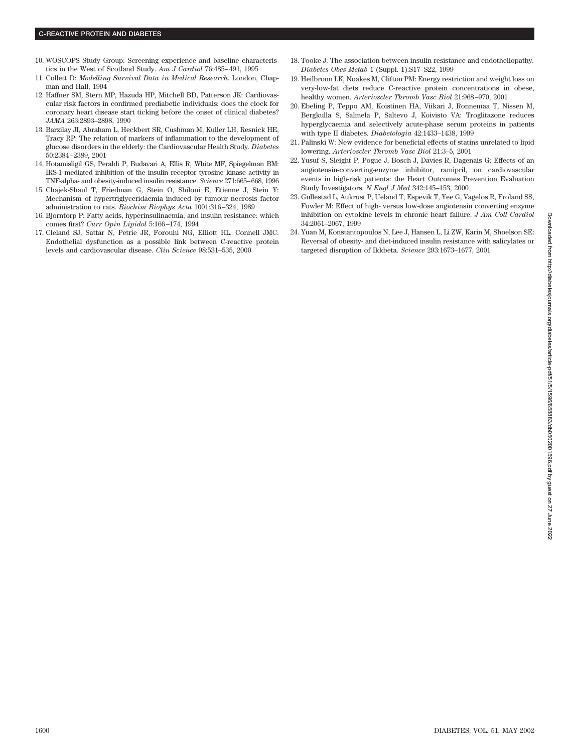10. WOSCOPS Study Group: Screening experience and baseline characteristics in the West of Scotland Study. *Am J Cardiol* 76:485–491, 1995
11. Collett D: *Modelling Survival Data in Medical Research*. London, Chapman and Hall, 1994
12. Haffner SM, Stern MP, Hazuda HP, Mitchell BD, Patterson JK: Cardiovascular risk factors in confirmed prediabetic individuals: does the clock for coronary heart disease start ticking before the onset of clinical diabetes? *JAMA* 263:2893–2898, 1990
13. Barzilay JI, Abraham L, Heckbert SR, Cushman M, Kuller LH, Resnick HE, Tracy RP: The relation of markers of inflammation to the development of glucose disorders in the elderly: the Cardiovascular Health Study. *Diabetes* 50:2384–2389, 2001
14. Hotamisligil GS, Peraldi P, Budavari A, Ellis R, White MF, Spiegelman BM: IRS-1 mediated inhibition of the insulin receptor tyrosine kinase activity in TNF-alpha- and obesity-induced insulin resistance. *Science* 271:665–668, 1996
15. Chajek-Shaul T, Friedman G, Stein O, Shiloni E, Etienne J, Stein Y: Mechanism of hypertriglyceridaemia induced by tumour necrosis factor administration to rats. *Biochim Biophys Acta* 1001:316–324, 1989
16. Bjorntorp P: Fatty acids, hyperinsulinaemia, and insulin resistance: which comes first? *Curr Opin Lipidol* 5:166–174, 1994
17. Cleland SJ, Sattar N, Petrie JR, Forouhi NG, Elliott HL, Connell JMC: Endothelial dysfunction as a possible link between C-reactive protein levels and cardiovascular disease. *Clin Science* 98:531–535, 2000
18. Tooke J: The association between insulin resistance and endotheliopathy. *Diabetes Obes Metab* 1 (Suppl. 1):S17–S22, 1999
19. Heilbronn LK, Noakes M, Clifton PM: Energy restriction and weight loss on very-low-fat diets reduce C-reactive protein concentrations in obese, healthy women. *Arterioscler Thromb Vasc Biol* 21:968–970, 2001
20. Ebeling P, Teppo AM, Koistinen HA, Viikari J, Ronnemaa T, Nissen M, Bergkulla S, Salmela P, Saltevo J, Koivisto VA: Troglitazone reduces hyperglycaemia and selectively acute-phase serum proteins in patients with type II diabetes. *Diabetologia* 42:1433–1438, 1999
21. Palinski W: New evidence for beneficial effects of statins unrelated to lipid lowering. *Arterioscler Thromb Vasc Biol* 21:3–5, 2001
22. Yusuf S, Sleight P, Pogue J, Bosch J, Davies R, Dagenais G: Effects of an angiotensin-converting-enzyme inhibitor, ramipril, on cardiovascular events in high-risk patients: the Heart Outcomes Prevention Evaluation Study Investigators. *N Engl J Med* 342:145–153, 2000
23. Gullestad L, Aukrust P, Ueland T, Espevik T, Yee G, Vagelos R, Froland SS, Fowler M: Effect of high- versus low-dose angiotensin converting enzyme inhibition on cytokine levels in chronic heart failure. *J Am Coll Cardiol* 34:2061–2067, 1999
24. Yuan M, Konstantopoulos N, Lee J, Hansen L, Li ZW, Karin M, Shoelson SE: Reversal of obesity- and diet-induced insulin resistance with salicylates or targeted disruption of Ikkbeta. *Science* 293:1673–1677, 2001